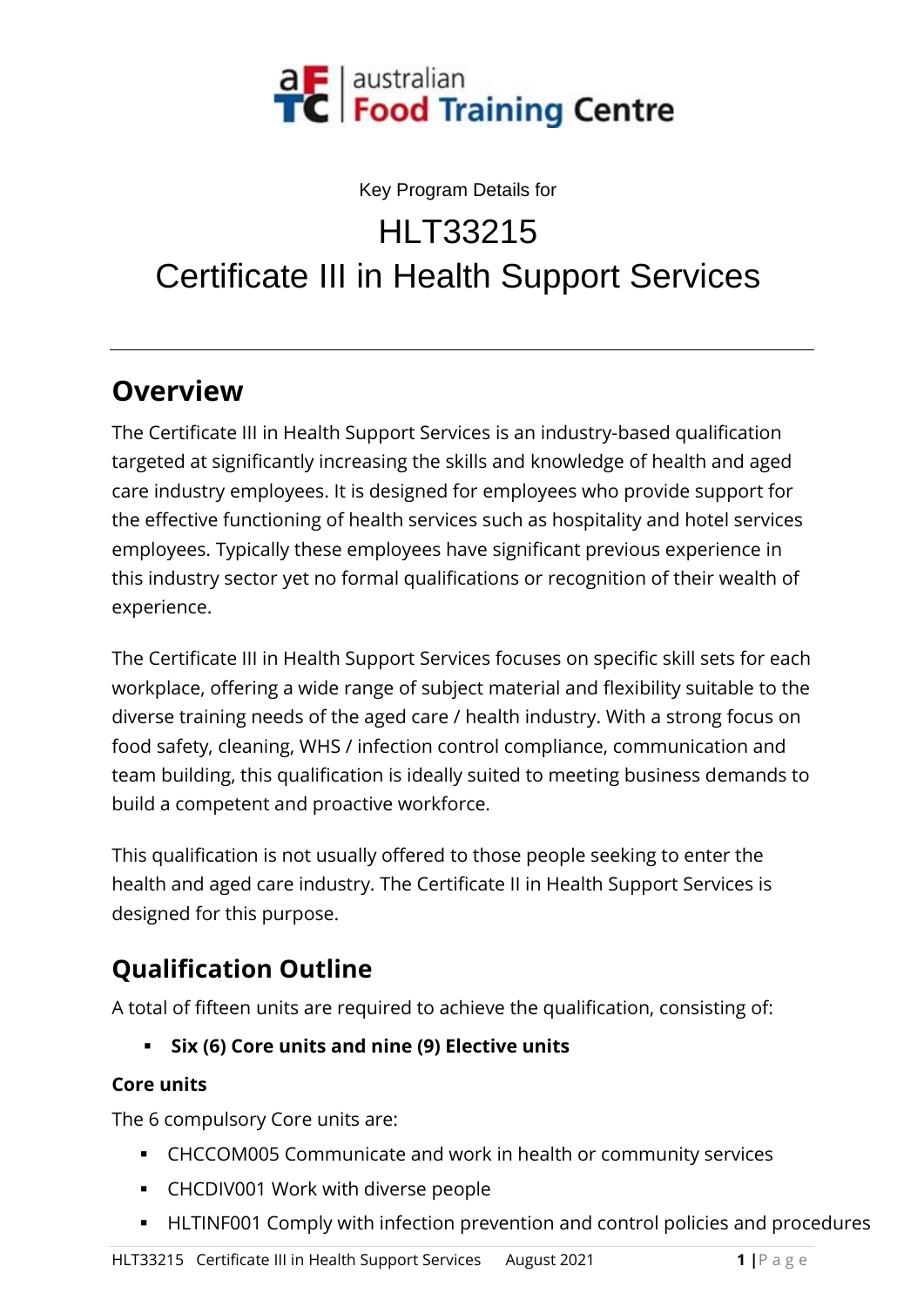australian Food Training Centre

Key Program Details for

# HLT33215
# Certificate III in Health Support Services

---

## Overview

The Certificate III in Health Support Services is an industry-based qualification targeted at significantly increasing the skills and knowledge of health and aged care industry employees. It is designed for employees who provide support for the effective functioning of health services such as hospitality and hotel services employees. Typically these employees have significant previous experience in this industry sector yet no formal qualifications or recognition of their wealth of experience.

The Certificate III in Health Support Services focuses on specific skill sets for each workplace, offering a wide range of subject material and flexibility suitable to the diverse training needs of the aged care / health industry. With a strong focus on food safety, cleaning, WHS / infection control compliance, communication and team building, this qualification is ideally suited to meeting business demands to build a competent and proactive workforce.

This qualification is not usually offered to those people seeking to enter the health and aged care industry. The Certificate II in Health Support Services is designed for this purpose.

## Qualification Outline

A total of fifteen units are required to achieve the qualification, consisting of:

- **Six (6) Core units and nine (9) Elective units**

### Core units

The 6 compulsory Core units are:

- CHCCOM005 Communicate and work in health or community services
- CHCDIV001 Work with diverse people
- HLTINF001 Comply with infection prevention and control policies and procedures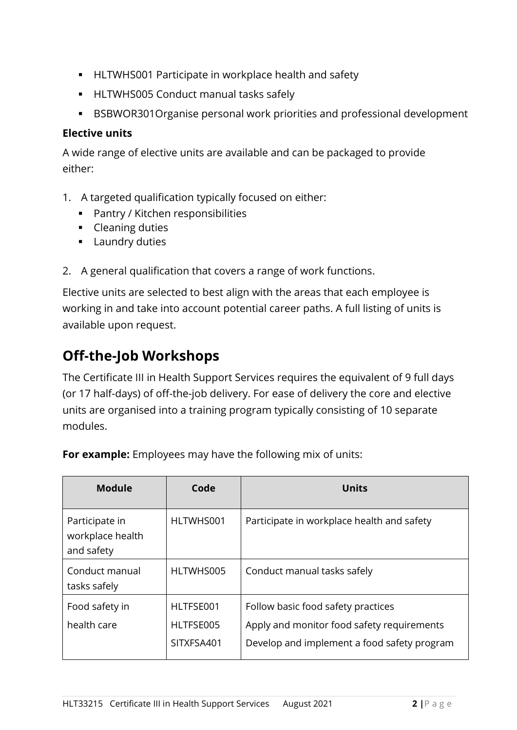- HLTWHS001 Participate in workplace health and safety
- HLTWHS005 Conduct manual tasks safely
- BSBWOR301Organise personal work priorities and professional development

**Elective units**

A wide range of elective units are available and can be packaged to provide either:

1. A targeted qualification typically focused on either:
   - Pantry / Kitchen responsibilities
   - Cleaning duties
   - Laundry duties
2. A general qualification that covers a range of work functions.

Elective units are selected to best align with the areas that each employee is working in and take into account potential career paths. A full listing of units is available upon request.

## Off-the-Job Workshops

The Certificate III in Health Support Services requires the equivalent of 9 full days (or 17 half-days) of off-the-job delivery. For ease of delivery the core and elective units are organised into a training program typically consisting of 10 separate modules.

**For example:** Employees may have the following mix of units:

| Module | Code | Units |
|---|---|---|
| Participate in workplace health and safety | HLTWHS001 | Participate in workplace health and safety |
| Conduct manual tasks safely | HLTWHS005 | Conduct manual tasks safely |
| Food safety in health care | HLTFSE001<br>HLTFSE005<br>SITXFSA401 | Follow basic food safety practices<br>Apply and monitor food safety requirements<br>Develop and implement a food safety program |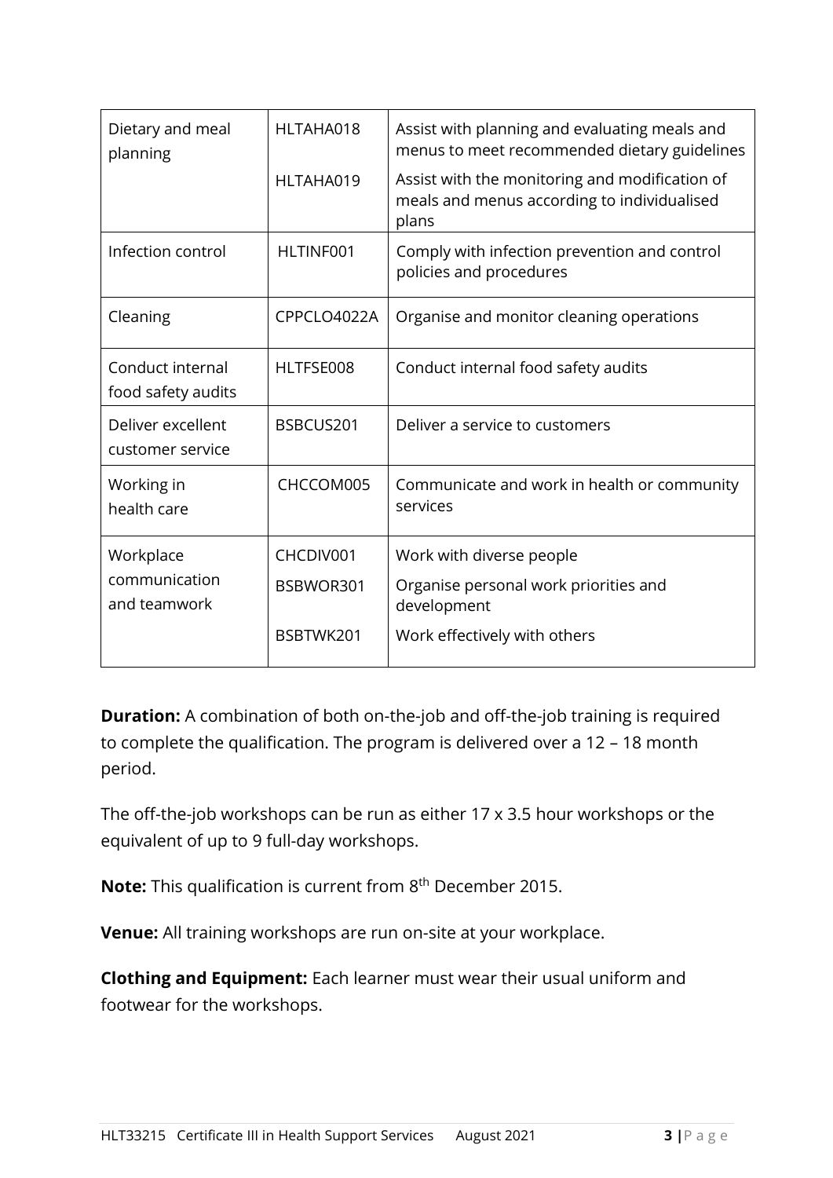| Dietary and meal planning | HLTAHA018 | Assist with planning and evaluating meals and menus to meet recommended dietary guidelines |
|---|---|---|
| | HLTAHA019 | Assist with the monitoring and modification of meals and menus according to individualised plans |
| Infection control | HLTINF001 | Comply with infection prevention and control policies and procedures |
| Cleaning | CPPCLO4022A | Organise and monitor cleaning operations |
| Conduct internal food safety audits | HLTFSE008 | Conduct internal food safety audits |
| Deliver excellent customer service | BSBCUS201 | Deliver a service to customers |
| Working in health care | CHCCOM005 | Communicate and work in health or community services |
| Workplace communication and teamwork | CHCDIV001 | Work with diverse people |
| | BSBWOR301 | Organise personal work priorities and development |
| | BSBTWK201 | Work effectively with others |

**Duration:** A combination of both on-the-job and off-the-job training is required to complete the qualification. The program is delivered over a 12 – 18 month period.

The off-the-job workshops can be run as either 17 x 3.5 hour workshops or the equivalent of up to 9 full-day workshops.

**Note:** This qualification is current from 8th December 2015.

**Venue:** All training workshops are run on-site at your workplace.

**Clothing and Equipment:** Each learner must wear their usual uniform and footwear for the workshops.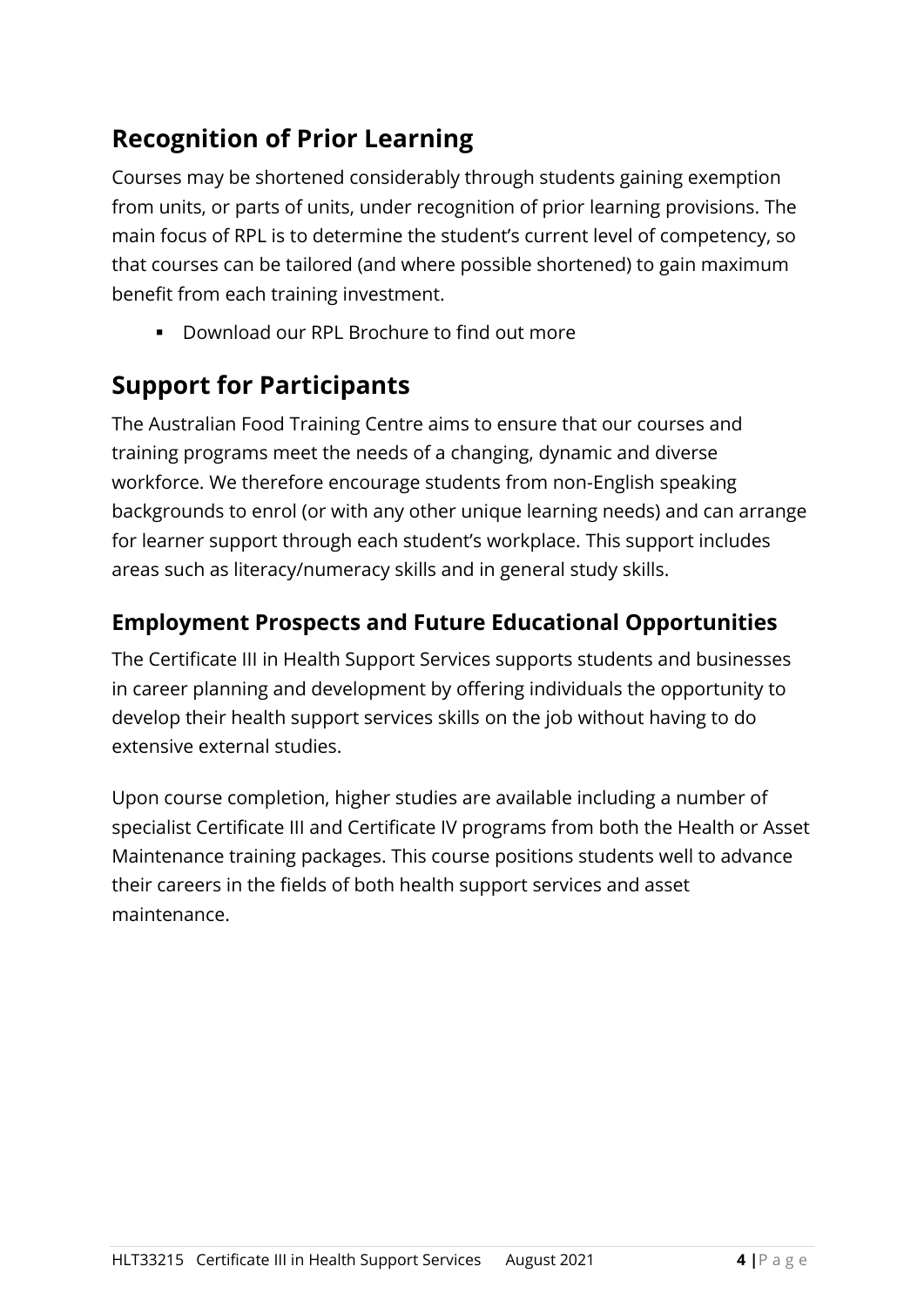## Recognition of Prior Learning

Courses may be shortened considerably through students gaining exemption from units, or parts of units, under recognition of prior learning provisions. The main focus of RPL is to determine the student's current level of competency, so that courses can be tailored (and where possible shortened) to gain maximum benefit from each training investment.

- Download our RPL Brochure to find out more

## Support for Participants

The Australian Food Training Centre aims to ensure that our courses and training programs meet the needs of a changing, dynamic and diverse workforce. We therefore encourage students from non-English speaking backgrounds to enrol (or with any other unique learning needs) and can arrange for learner support through each student's workplace. This support includes areas such as literacy/numeracy skills and in general study skills.

### Employment Prospects and Future Educational Opportunities

The Certificate III in Health Support Services supports students and businesses in career planning and development by offering individuals the opportunity to develop their health support services skills on the job without having to do extensive external studies.

Upon course completion, higher studies are available including a number of specialist Certificate III and Certificate IV programs from both the Health or Asset Maintenance training packages. This course positions students well to advance their careers in the fields of both health support services and asset maintenance.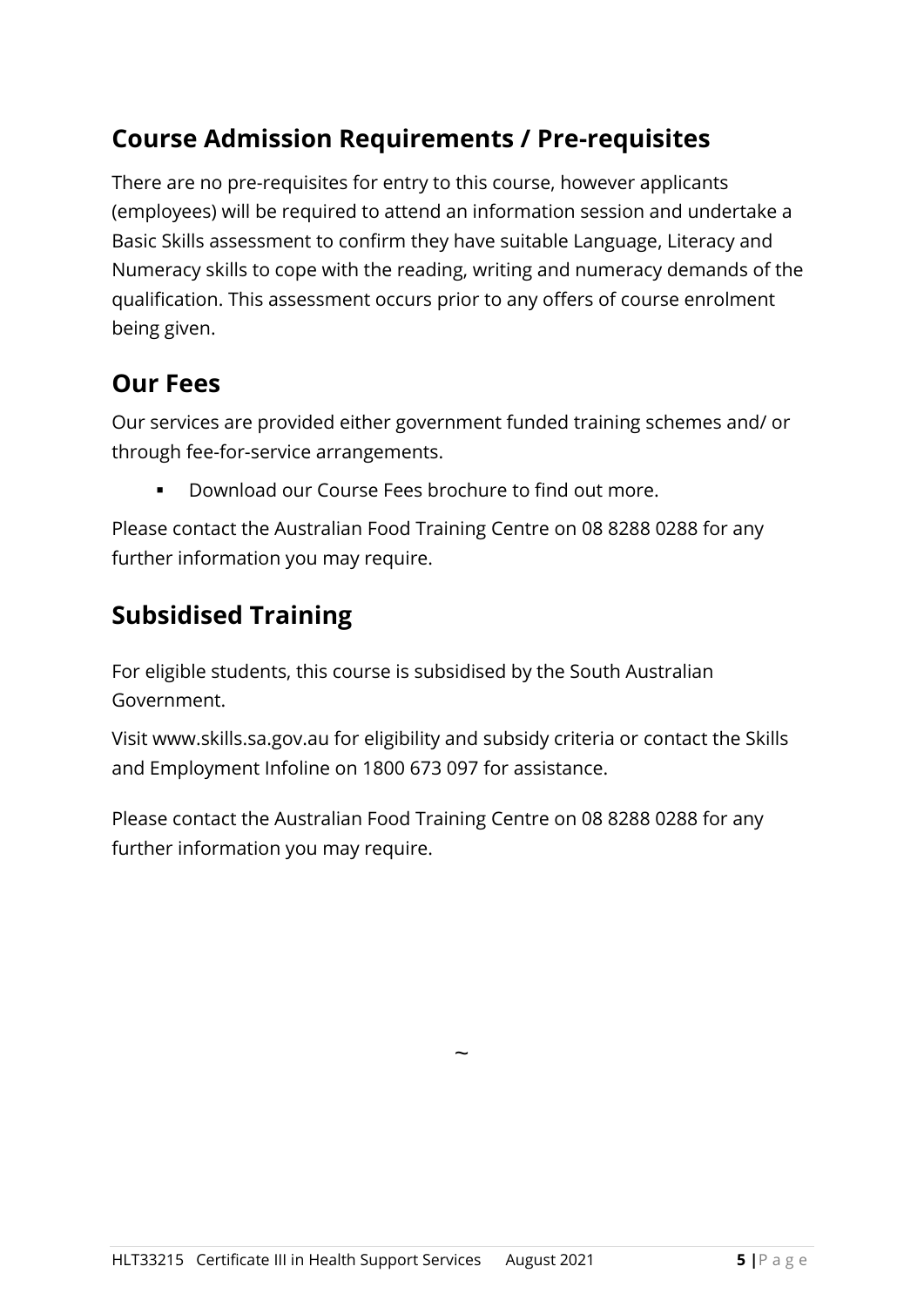## Course Admission Requirements / Pre-requisites

There are no pre-requisites for entry to this course, however applicants (employees) will be required to attend an information session and undertake a Basic Skills assessment to confirm they have suitable Language, Literacy and Numeracy skills to cope with the reading, writing and numeracy demands of the qualification. This assessment occurs prior to any offers of course enrolment being given.

## Our Fees

Our services are provided either government funded training schemes and/ or through fee-for-service arrangements.

- Download our Course Fees brochure to find out more.

Please contact the Australian Food Training Centre on 08 8288 0288 for any further information you may require.

## Subsidised Training

For eligible students, this course is subsidised by the South Australian Government.

Visit www.skills.sa.gov.au for eligibility and subsidy criteria or contact the Skills and Employment Infoline on 1800 673 097 for assistance.

Please contact the Australian Food Training Centre on 08 8288 0288 for any further information you may require.

~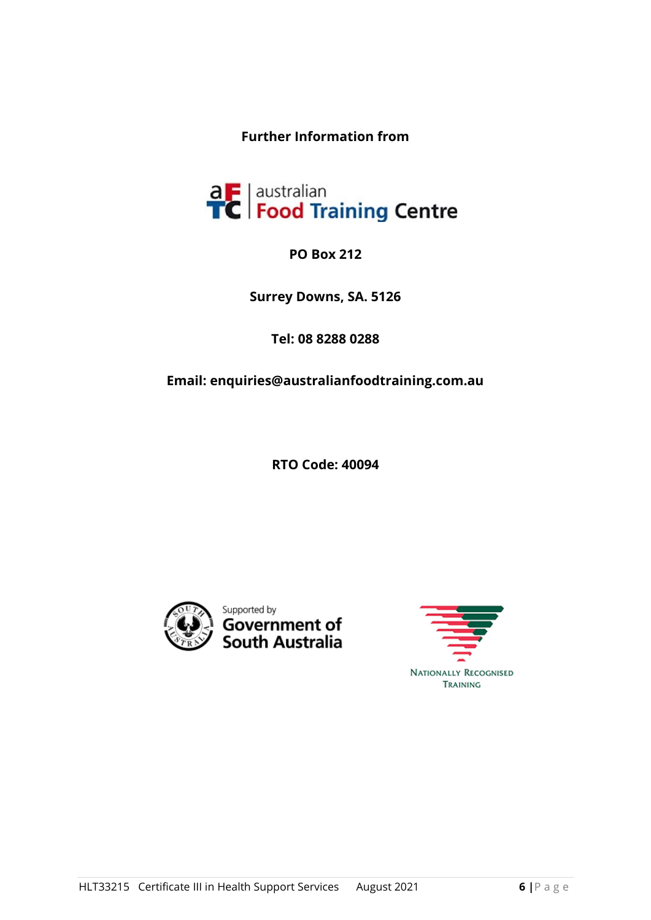**Further Information from**

australian Food Training Centre

**PO Box 212**

**Surrey Downs, SA. 5126**

**Tel: 08 8288 0288**

**Email: enquiries@australianfoodtraining.com.au**

**RTO Code: 40094**

Supported by Government of South Australia

Nationally Recognised Training